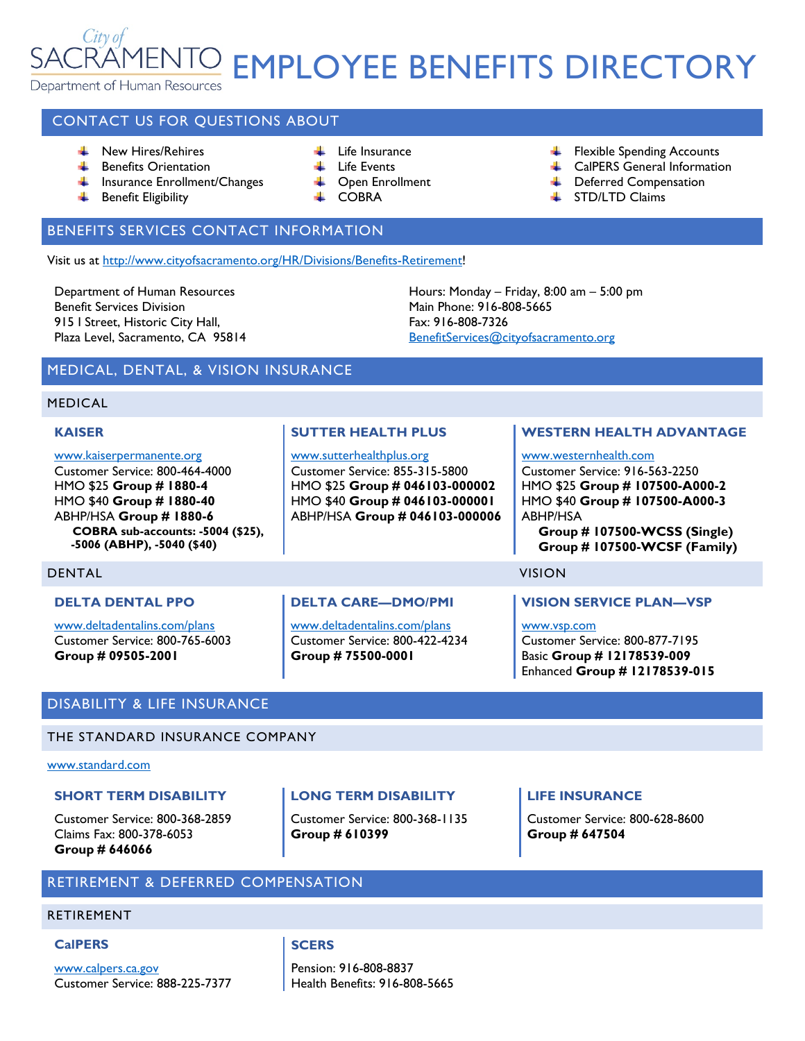# City of SACRAMENTO EMPLOYEE BENEFITS DIRECTORY

Department of Human Resources

## CONTACT US FOR QUESTIONS ABOUT

- New Hires/Rehires
- Benefits Orientation
- Insurance Enrollment/Changes
- Benefit Eligibility
- Life Insurance
- Life Events
- Open Enrollment
- COBRA
- Flexible Spending Accounts
- CalPERS General Information
- Deferred Compensation
- STD/LTD Claims

## BENEFITS SERVICES CONTACT INFORMATION

Visit us at http://www.cityofsacramento.org/HR/Divisions/Benefits-Retirement!

Department of Human Resources
Benefit Services Division
915 I Street, Historic City Hall,
Plaza Level, Sacramento, CA 95814

Hours: Monday – Friday, 8:00 am – 5:00 pm
Main Phone: 916-808-5665
Fax: 916-808-7326
BenefitServices@cityofsacramento.org

## MEDICAL, DENTAL, & VISION INSURANCE

### MEDICAL

#### KAISER

www.kaiserpermanente.org
Customer Service: 800-464-4000
HMO $25 **Group # 1880-4**
HMO $40 **Group # 1880-40**
ABHP/HSA **Group # 1880-6**
**COBRA sub-accounts: -5004 ($25), -5006 (ABHP), -5040 ($40)**

#### SUTTER HEALTH PLUS

www.sutterhealthplus.org
Customer Service: 855-315-5800
HMO $25 **Group # 046103-000002**
HMO $40 **Group # 046103-000001**
ABHP/HSA **Group # 046103-000006**

#### WESTERN HEALTH ADVANTAGE

www.westernhealth.com
Customer Service: 916-563-2250
HMO $25 **Group # 107500-A000-2**
HMO $40 **Group # 107500-A000-3**
ABHP/HSA
**Group # 107500-WCSS (Single)**
**Group # 107500-WCSF (Family)**

### DENTAL

#### DELTA DENTAL PPO

www.deltadentalins.com/plans
Customer Service: 800-765-6003
**Group # 09505-2001**

#### DELTA CARE—DMO/PMI

www.deltadentalins.com/plans
Customer Service: 800-422-4234
**Group # 75500-0001**

### VISION

#### VISION SERVICE PLAN—VSP

www.vsp.com
Customer Service: 800-877-7195
Basic **Group # 12178539-009**
Enhanced **Group # 12178539-015**

## DISABILITY & LIFE INSURANCE

### THE STANDARD INSURANCE COMPANY

www.standard.com

#### SHORT TERM DISABILITY

Customer Service: 800-368-2859
Claims Fax: 800-378-6053
**Group # 646066**

#### LONG TERM DISABILITY

Customer Service: 800-368-1135
**Group # 610399**

#### LIFE INSURANCE

Customer Service: 800-628-8600
**Group # 647504**

## RETIREMENT & DEFERRED COMPENSATION

### RETIREMENT

#### CalPERS

www.calpers.ca.gov
Customer Service: 888-225-7377

#### SCERS

Pension: 916-808-8837
Health Benefits: 916-808-5665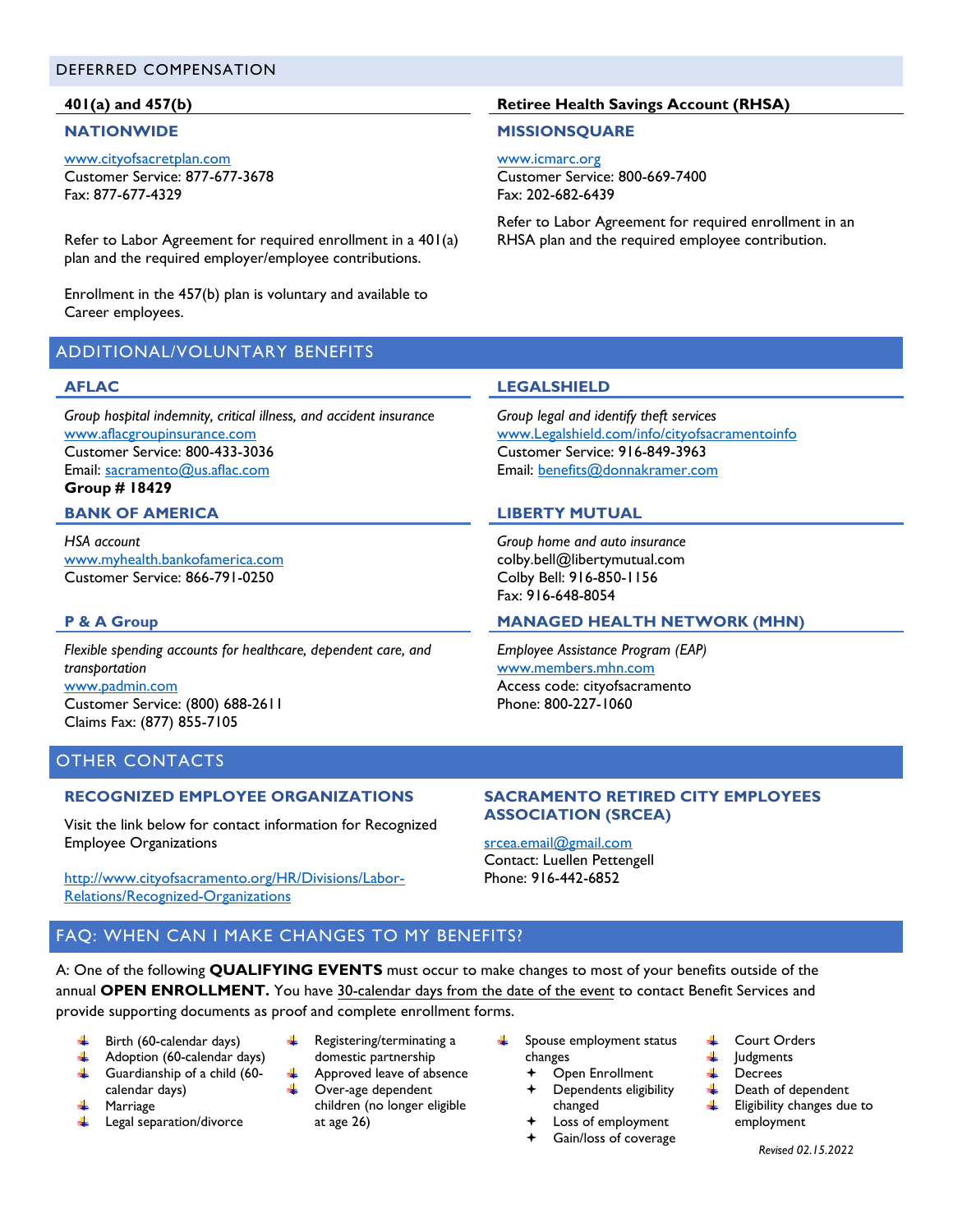## DEFERRED COMPENSATION

### 401(a) and 457(b)

#### NATIONWIDE

www.cityofsacretplan.com
Customer Service: 877-677-3678
Fax: 877-677-4329

Refer to Labor Agreement for required enrollment in a 401(a) plan and the required employer/employee contributions.

Enrollment in the 457(b) plan is voluntary and available to Career employees.

### Retiree Health Savings Account (RHSA)

#### MISSIONSQUARE

www.icmarc.org
Customer Service: 800-669-7400
Fax: 202-682-6439

Refer to Labor Agreement for required enrollment in an RHSA plan and the required employee contribution.

## ADDITIONAL/VOLUNTARY BENEFITS

#### AFLAC

*Group hospital indemnity, critical illness, and accident insurance*
www.aflacgroupinsurance.com
Customer Service: 800-433-3036
Email: sacramento@us.aflac.com
**Group # 18429**

#### BANK OF AMERICA

*HSA account*
www.myhealth.bankofamerica.com
Customer Service: 866-791-0250

#### P & A Group

*Flexible spending accounts for healthcare, dependent care, and transportation*
www.padmin.com
Customer Service: (800) 688-2611
Claims Fax: (877) 855-7105

#### LEGALSHIELD

*Group legal and identify theft services*
www.Legalshield.com/info/cityofsacramentoinfo
Customer Service: 916-849-3963
Email: benefits@donnakramer.com

#### LIBERTY MUTUAL

*Group home and auto insurance*
colby.bell@libertymutual.com
Colby Bell: 916-850-1156
Fax: 916-648-8054

#### MANAGED HEALTH NETWORK (MHN)

*Employee Assistance Program (EAP)*
www.members.mhn.com
Access code: cityofsacramento
Phone: 800-227-1060

## OTHER CONTACTS

#### RECOGNIZED EMPLOYEE ORGANIZATIONS

Visit the link below for contact information for Recognized Employee Organizations

http://www.cityofsacramento.org/HR/Divisions/Labor-Relations/Recognized-Organizations

#### SACRAMENTO RETIRED CITY EMPLOYEES ASSOCIATION (SRCEA)

srcea.email@gmail.com
Contact: Luellen Pettengell
Phone: 916-442-6852

## FAQ: WHEN CAN I MAKE CHANGES TO MY BENEFITS?

A: One of the following **QUALIFYING EVENTS** must occur to make changes to most of your benefits outside of the annual **OPEN ENROLLMENT.** You have 30-calendar days from the date of the event to contact Benefit Services and provide supporting documents as proof and complete enrollment forms.

- Birth (60-calendar days)
- Adoption (60-calendar days)
- Guardianship of a child (60-calendar days)
- Marriage
- Legal separation/divorce
- Registering/terminating a domestic partnership
- Approved leave of absence
- Over-age dependent children (no longer eligible at age 26)
- Spouse employment status changes
  - Open Enrollment
  - Dependents eligibility changed
  - Loss of employment
  - Gain/loss of coverage
- Court Orders
- Judgments
- Decrees
- Death of dependent
- Eligibility changes due to employment

*Revised 02.15.2022*